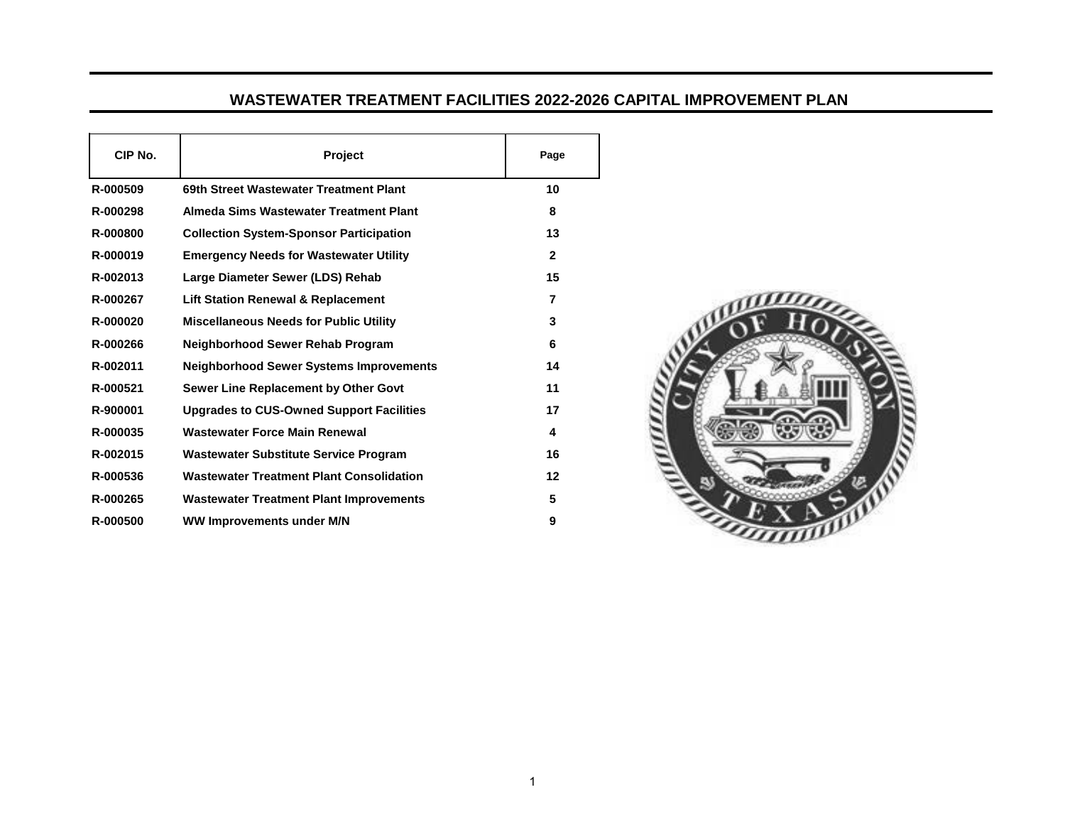# WASTEWATER TREATMENT FACILITIES 2022-2026 CAPITAL IMPROVEMENT PLAN

| CIP No. | Project | Page |
|---|---|---|
| R-000509 | 69th Street Wastewater Treatment Plant | 10 |
| R-000298 | Almeda Sims Wastewater Treatment Plant | 8 |
| R-000800 | Collection System-Sponsor Participation | 13 |
| R-000019 | Emergency Needs for Wastewater Utility | 2 |
| R-002013 | Large Diameter Sewer (LDS) Rehab | 15 |
| R-000267 | Lift Station Renewal & Replacement | 7 |
| R-000020 | Miscellaneous Needs for Public Utility | 3 |
| R-000266 | Neighborhood Sewer Rehab Program | 6 |
| R-002011 | Neighborhood Sewer Systems Improvements | 14 |
| R-000521 | Sewer Line Replacement by Other Govt | 11 |
| R-900001 | Upgrades to CUS-Owned Support Facilities | 17 |
| R-000035 | Wastewater Force Main Renewal | 4 |
| R-002015 | Wastewater Substitute Service Program | 16 |
| R-000536 | Wastewater Treatment Plant Consolidation | 12 |
| R-000265 | Wastewater Treatment Plant Improvements | 5 |
| R-000500 | WW Improvements under M/N | 9 |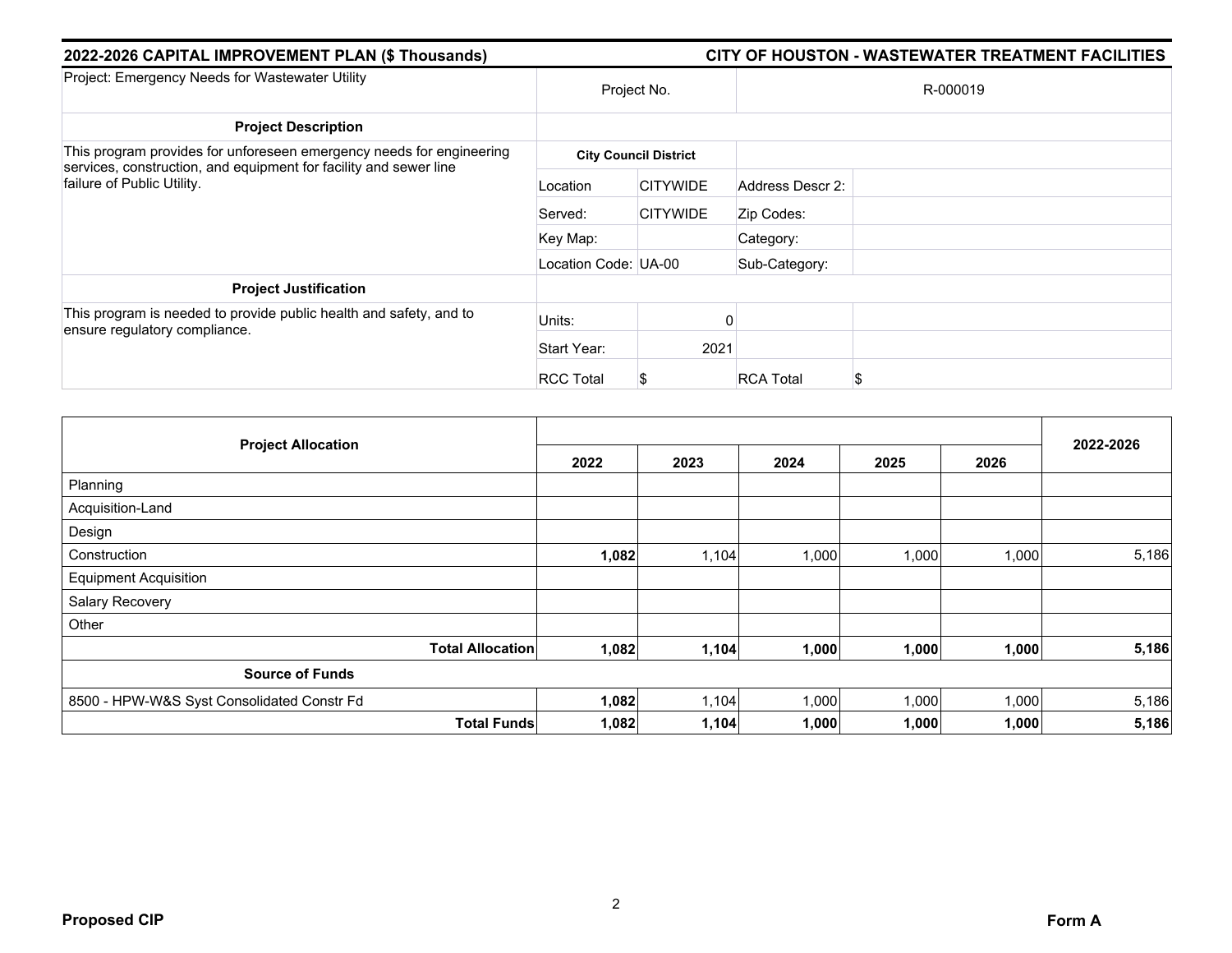**2022-2026 CAPITAL IMPROVEMENT PLAN ($ Thousands)** **CITY OF HOUSTON - WASTEWATER TREATMENT FACILITIES**

| | | | | |
|---|---|---|---|---|
| Project: Emergency Needs for Wastewater Utility | Project No. | | R-000019 | |
| **Project Description** | | | | |
| This program provides for unforeseen emergency needs for engineering services, construction, and equipment for facility and sewer line failure of Public Utility. | **City Council District** | | | |
| | Location | CITYWIDE | Address Descr 2: | |
| | Served: | CITYWIDE | Zip Codes: | |
| | Key Map: | | Category: | |
| | Location Code: | UA-00 | Sub-Category: | |
| **Project Justification** | | | | |
| This program is needed to provide public health and safety, and to ensure regulatory compliance. | Units: | 0 | | |
| | Start Year: | 2021 | | |
| | RCC Total | $ | RCA Total | $ |

| Project Allocation | 2022 | 2023 | 2024 | 2025 | 2026 | 2022-2026 |
|---|---|---|---|---|---|---|
| Planning | | | | | | |
| Acquisition-Land | | | | | | |
| Design | | | | | | |
| Construction | **1,082** | 1,104 | 1,000 | 1,000 | 1,000 | 5,186 |
| Equipment Acquisition | | | | | | |
| Salary Recovery | | | | | | |
| Other | | | | | | |
| **Total Allocation** | **1,082** | **1,104** | **1,000** | **1,000** | **1,000** | **5,186** |
| **Source of Funds** | | | | | | |
| 8500 - HPW-W&S Syst Consolidated Constr Fd | **1,082** | 1,104 | 1,000 | 1,000 | 1,000 | 5,186 |
| **Total Funds** | **1,082** | **1,104** | **1,000** | **1,000** | **1,000** | **5,186** |

**Proposed CIP** **Form A**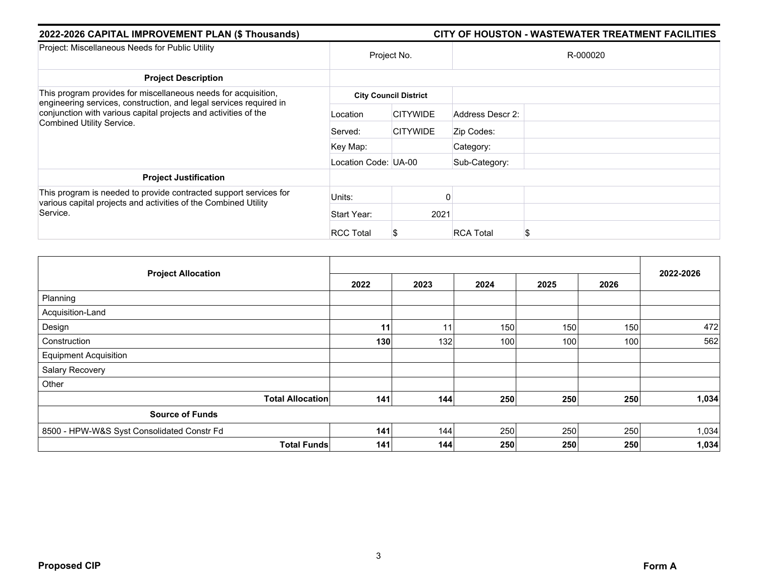## 2022-2026 CAPITAL IMPROVEMENT PLAN ($ Thousands) — CITY OF HOUSTON - WASTEWATER TREATMENT FACILITIES

| | | | | |
|---|---|---|---|---|
| Project: Miscellaneous Needs for Public Utility | Project No. | | R-000020 | |
| **Project Description** | | | | |
| This program provides for miscellaneous needs for acquisition, engineering services, construction, and legal services required in conjunction with various capital projects and activities of the Combined Utility Service. | **City Council District** | | | |
| | Location | CITYWIDE | Address Descr 2: | |
| | Served: | CITYWIDE | Zip Codes: | |
| | Key Map: | | Category: | |
| | Location Code: | UA-00 | Sub-Category: | |
| **Project Justification** | | | | |
| This program is needed to provide contracted support services for various capital projects and activities of the Combined Utility Service. | Units: | 0 | | |
| | Start Year: | 2021 | | |
| | RCC Total | $ | RCA Total | $ |

| Project Allocation | 2022 | 2023 | 2024 | 2025 | 2026 | 2022-2026 |
|---|---|---|---|---|---|---|
| Planning | | | | | | |
| Acquisition-Land | | | | | | |
| Design | **11** | 11 | 150 | 150 | 150 | 472 |
| Construction | **130** | 132 | 100 | 100 | 100 | 562 |
| Equipment Acquisition | | | | | | |
| Salary Recovery | | | | | | |
| Other | | | | | | |
| **Total Allocation** | **141** | **144** | **250** | **250** | **250** | **1,034** |
| **Source of Funds** | | | | | | |
| 8500 - HPW-W&S Syst Consolidated Constr Fd | **141** | 144 | 250 | 250 | 250 | 1,034 |
| **Total Funds** | **141** | **144** | **250** | **250** | **250** | **1,034** |

**Proposed CIP**

**Form A**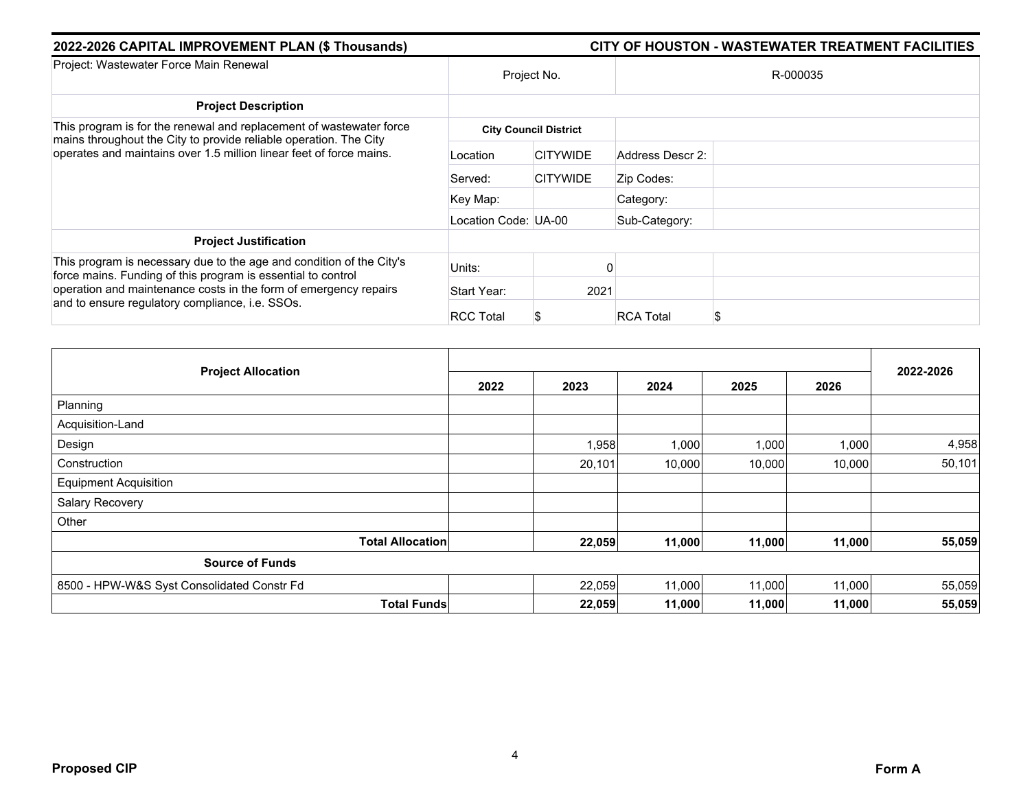## 2022-2026 CAPITAL IMPROVEMENT PLAN ($ Thousands)

## CITY OF HOUSTON - WASTEWATER TREATMENT FACILITIES

| Project: Wastewater Force Main Renewal | Project No. | | R-000035 | |
|---|---|---|---|---|
| **Project Description** | | | | |
| This program is for the renewal and replacement of wastewater force mains throughout the City to provide reliable operation. The City operates and maintains over 1.5 million linear feet of force mains. | **City Council District** | | | |
| | Location | CITYWIDE | Address Descr 2: | |
| | Served: | CITYWIDE | Zip Codes: | |
| | Key Map: | | Category: | |
| | Location Code: | UA-00 | Sub-Category: | |
| **Project Justification** | | | | |
| This program is necessary due to the age and condition of the City's force mains. Funding of this program is essential to control operation and maintenance costs in the form of emergency repairs and to ensure regulatory compliance, i.e. SSOs. | Units: | 0 | | |
| | Start Year: | 2021 | | |
| | RCC Total | $ | RCA Total | $ |

| Project Allocation | 2022 | 2023 | 2024 | 2025 | 2026 | 2022-2026 |
|---|---|---|---|---|---|---|
| Planning | | | | | | |
| Acquisition-Land | | | | | | |
| Design | | 1,958 | 1,000 | 1,000 | 1,000 | 4,958 |
| Construction | | 20,101 | 10,000 | 10,000 | 10,000 | 50,101 |
| Equipment Acquisition | | | | | | |
| Salary Recovery | | | | | | |
| Other | | | | | | |
| **Total Allocation** | | **22,059** | **11,000** | **11,000** | **11,000** | **55,059** |
| **Source of Funds** | | | | | | |
| 8500 - HPW-W&S Syst Consolidated Constr Fd | | 22,059 | 11,000 | 11,000 | 11,000 | 55,059 |
| **Total Funds** | | **22,059** | **11,000** | **11,000** | **11,000** | **55,059** |

**Proposed CIP** **Form A**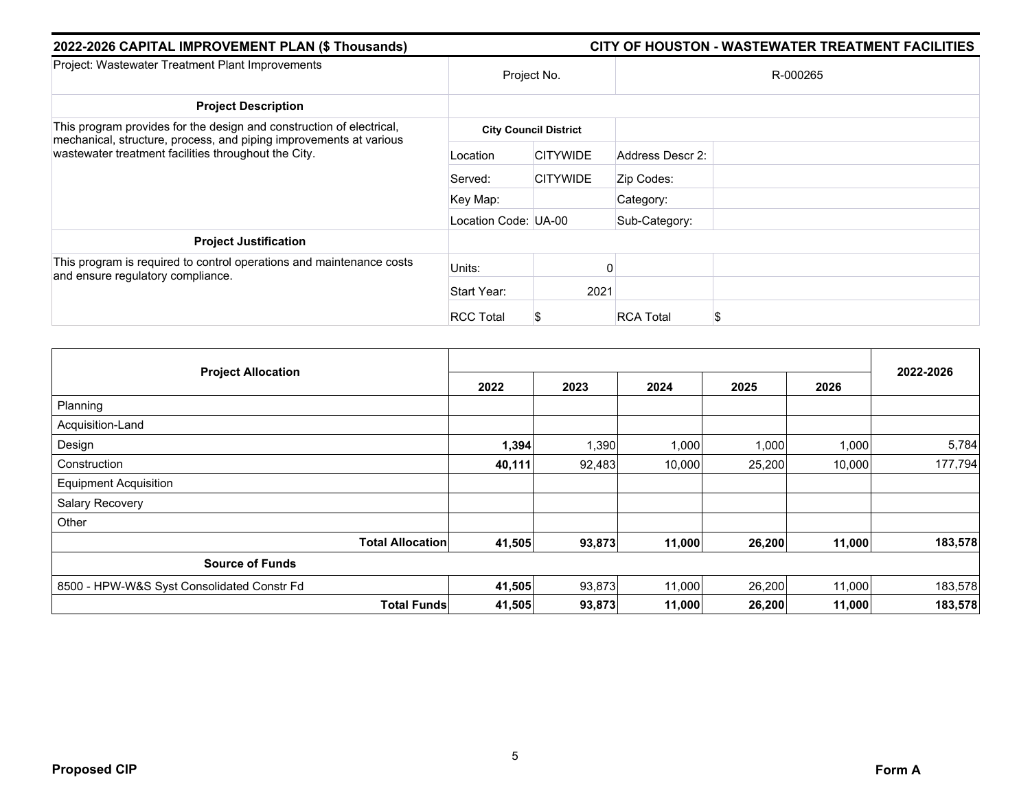## 2022-2026 CAPITAL IMPROVEMENT PLAN ($ Thousands) — CITY OF HOUSTON - WASTEWATER TREATMENT FACILITIES

| Project: Wastewater Treatment Plant Improvements | Project No. | | R-000265 | |
|---|---|---|---|---|
| **Project Description** | | | | |
| This program provides for the design and construction of electrical, mechanical, structure, process, and piping improvements at various wastewater treatment facilities throughout the City. | **City Council District** | | | |
| | Location | CITYWIDE | Address Descr 2: | |
| | Served: | CITYWIDE | Zip Codes: | |
| | Key Map: | | Category: | |
| | Location Code: | UA-00 | Sub-Category: | |
| **Project Justification** | | | | |
| This program is required to control operations and maintenance costs and ensure regulatory compliance. | Units: | 0 | | |
| | Start Year: | 2021 | | |
| | RCC Total | $ | RCA Total | $ |

| Project Allocation | 2022 | 2023 | 2024 | 2025 | 2026 | 2022-2026 |
|---|---|---|---|---|---|---|
| Planning | | | | | | |
| Acquisition-Land | | | | | | |
| Design | **1,394** | 1,390 | 1,000 | 1,000 | 1,000 | 5,784 |
| Construction | **40,111** | 92,483 | 10,000 | 25,200 | 10,000 | 177,794 |
| Equipment Acquisition | | | | | | |
| Salary Recovery | | | | | | |
| Other | | | | | | |
| **Total Allocation** | **41,505** | **93,873** | **11,000** | **26,200** | **11,000** | **183,578** |
| **Source of Funds** | | | | | | |
| 8500 - HPW-W&S Syst Consolidated Constr Fd | **41,505** | 93,873 | 11,000 | 26,200 | 11,000 | 183,578 |
| **Total Funds** | **41,505** | **93,873** | **11,000** | **26,200** | **11,000** | **183,578** |

**Proposed CIP** — **Form A**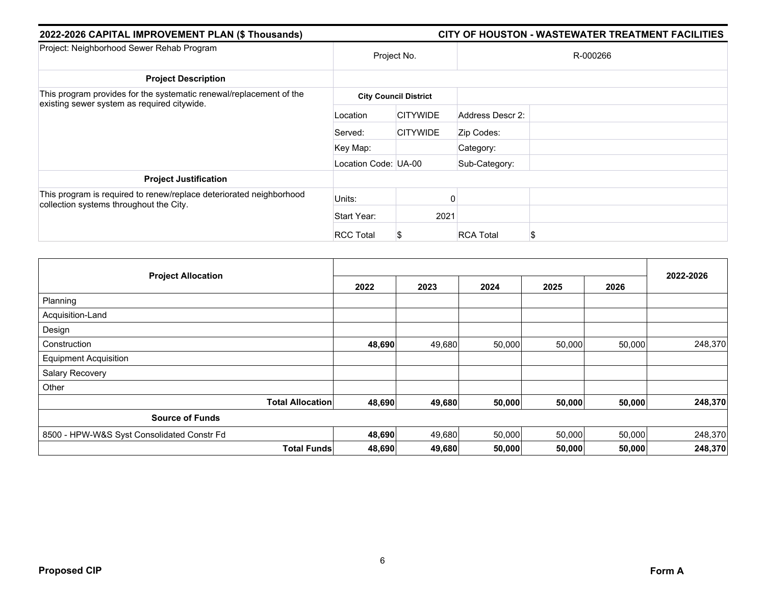**2022-2026 CAPITAL IMPROVEMENT PLAN ($ Thousands)** | **CITY OF HOUSTON - WASTEWATER TREATMENT FACILITIES**

| Project: Neighborhood Sewer Rehab Program | Project No. | | R-000266 | |
|---|---|---|---|---|
| **Project Description** | | | | |
| This program provides for the systematic renewal/replacement of the existing sewer system as required citywide. | **City Council District** | | | |
| | Location | CITYWIDE | Address Descr 2: | |
| | Served: | CITYWIDE | Zip Codes: | |
| | Key Map: | | Category: | |
| | Location Code: | UA-00 | Sub-Category: | |
| **Project Justification** | | | | |
| This program is required to renew/replace deteriorated neighborhood collection systems throughout the City. | Units: | 0 | | |
| | Start Year: | 2021 | | |
| | RCC Total | $ | RCA Total | $ |

| Project Allocation | 2022 | 2023 | 2024 | 2025 | 2026 | 2022-2026 |
|---|---|---|---|---|---|---|
| Planning | | | | | | |
| Acquisition-Land | | | | | | |
| Design | | | | | | |
| Construction | **48,690** | 49,680 | 50,000 | 50,000 | 50,000 | 248,370 |
| Equipment Acquisition | | | | | | |
| Salary Recovery | | | | | | |
| Other | | | | | | |
| **Total Allocation** | **48,690** | **49,680** | **50,000** | **50,000** | **50,000** | **248,370** |
| **Source of Funds** | | | | | | |
| 8500 - HPW-W&S Syst Consolidated Constr Fd | **48,690** | 49,680 | 50,000 | 50,000 | 50,000 | 248,370 |
| **Total Funds** | **48,690** | **49,680** | **50,000** | **50,000** | **50,000** | **248,370** |

**Proposed CIP** | **Form A**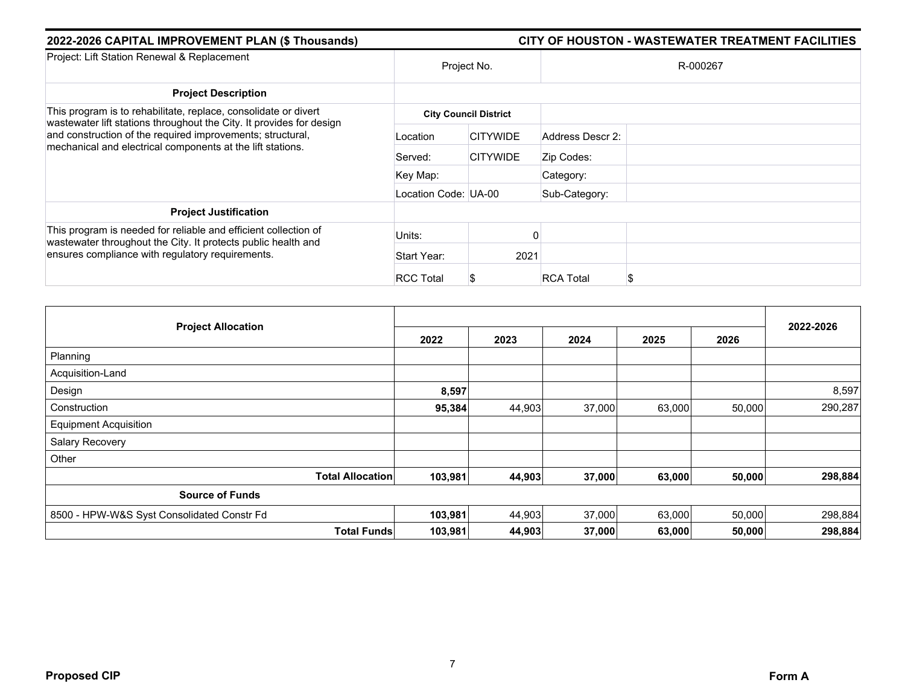## 2022-2026 CAPITAL IMPROVEMENT PLAN ($ Thousands) — CITY OF HOUSTON - WASTEWATER TREATMENT FACILITIES

| | | | |
|---|---|---|---|
| Project: Lift Station Renewal & Replacement | Project No. | R-000267 | |

| **Project Description** | | | | |
|---|---|---|---|---|
| This program is to rehabilitate, replace, consolidate or divert wastewater lift stations throughout the City. It provides for design and construction of the required improvements; structural, mechanical and electrical components at the lift stations. | **City Council District** | | | |
| | Location | CITYWIDE | Address Descr 2: | |
| | Served: | CITYWIDE | Zip Codes: | |
| | Key Map: | | Category: | |
| | Location Code: | UA-00 | Sub-Category: | |
| **Project Justification** | | | | |
| This program is needed for reliable and efficient collection of wastewater throughout the City. It protects public health and ensures compliance with regulatory requirements. | Units: | 0 | | |
| | Start Year: | 2021 | | |
| | RCC Total | $ | RCA Total | $ |

| Project Allocation | 2022 | 2023 | 2024 | 2025 | 2026 | 2022-2026 |
|---|---|---|---|---|---|---|
| Planning | | | | | | |
| Acquisition-Land | | | | | | |
| Design | **8,597** | | | | | 8,597 |
| Construction | **95,384** | 44,903 | 37,000 | 63,000 | 50,000 | 290,287 |
| Equipment Acquisition | | | | | | |
| Salary Recovery | | | | | | |
| Other | | | | | | |
| **Total Allocation** | **103,981** | **44,903** | **37,000** | **63,000** | **50,000** | **298,884** |
| **Source of Funds** | | | | | | |
| 8500 - HPW-W&S Syst Consolidated Constr Fd | **103,981** | 44,903 | 37,000 | 63,000 | 50,000 | 298,884 |
| **Total Funds** | **103,981** | **44,903** | **37,000** | **63,000** | **50,000** | **298,884** |

**Proposed CIP** **Form A**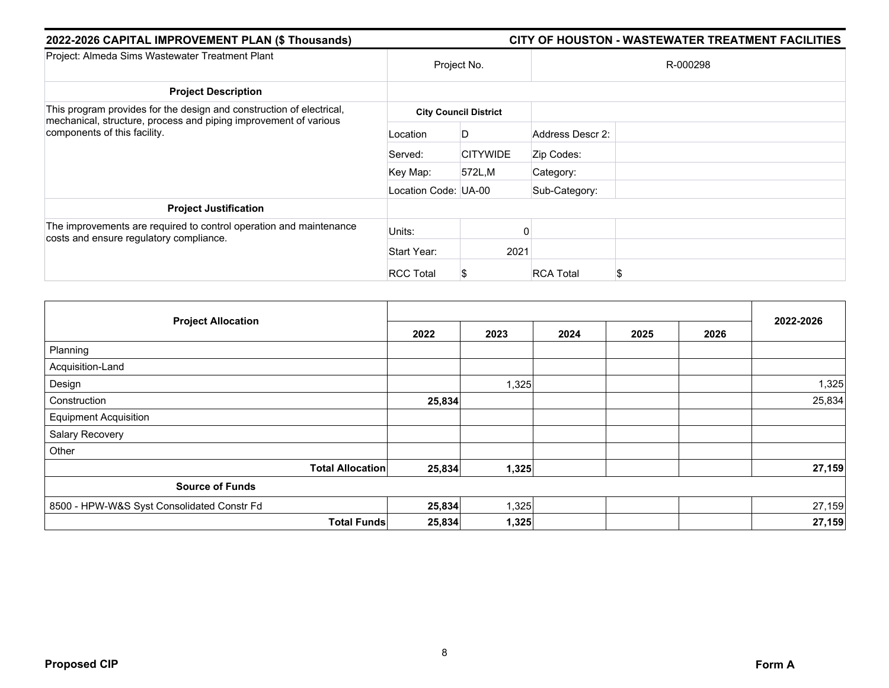**2022-2026 CAPITAL IMPROVEMENT PLAN ($ Thousands)** **CITY OF HOUSTON - WASTEWATER TREATMENT FACILITIES**

| | | | | |
|---|---|---|---|---|
| Project: Almeda Sims Wastewater Treatment Plant | Project No. | | R-000298 | |
| **Project Description** | | | | |
| This program provides for the design and construction of electrical, mechanical, structure, process and piping improvement of various components of this facility. | **City Council District** | | | |
| | Location | D | Address Descr 2: | |
| | Served: | CITYWIDE | Zip Codes: | |
| | Key Map: | 572L,M | Category: | |
| | Location Code: | UA-00 | Sub-Category: | |
| **Project Justification** | | | | |
| The improvements are required to control operation and maintenance costs and ensure regulatory compliance. | Units: | 0 | | |
| | Start Year: | 2021 | | |
| | RCC Total | $ | RCA Total | $ |

| Project Allocation | 2022 | 2023 | 2024 | 2025 | 2026 | 2022-2026 |
|---|---|---|---|---|---|---|
| Planning | | | | | | |
| Acquisition-Land | | | | | | |
| Design | | 1,325 | | | | 1,325 |
| Construction | **25,834** | | | | | 25,834 |
| Equipment Acquisition | | | | | | |
| Salary Recovery | | | | | | |
| Other | | | | | | |
| **Total Allocation** | **25,834** | **1,325** | | | | **27,159** |
| **Source of Funds** | | | | | | |
| 8500 - HPW-W&S Syst Consolidated Constr Fd | **25,834** | 1,325 | | | | 27,159 |
| **Total Funds** | **25,834** | **1,325** | | | | **27,159** |

**Proposed CIP** **Form A**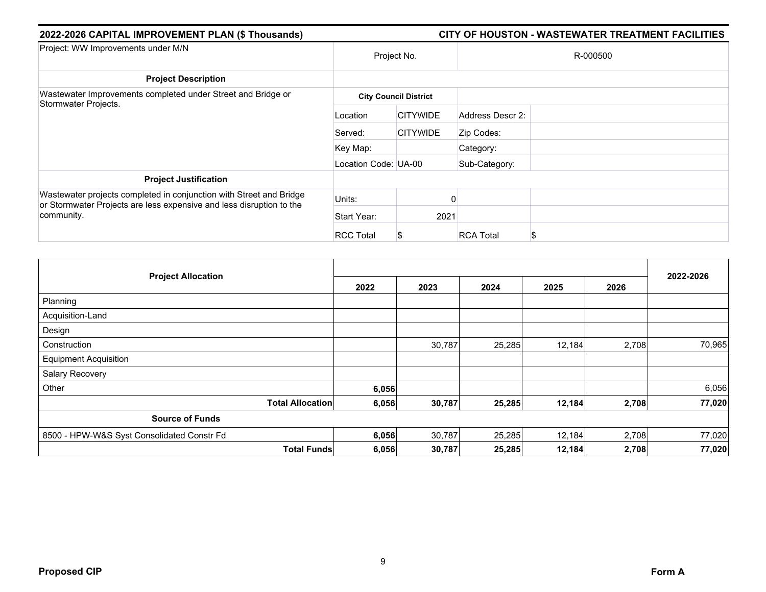**2022-2026 CAPITAL IMPROVEMENT PLAN ($ Thousands)** | **CITY OF HOUSTON - WASTEWATER TREATMENT FACILITIES**

| Project: WW Improvements under M/N | Project No. | | R-000500 | |
|---|---|---|---|---|
| **Project Description** | | | | |
| Wastewater Improvements completed under Street and Bridge or Stormwater Projects. | **City Council District** | | | |
| | Location | CITYWIDE | Address Descr 2: | |
| | Served: | CITYWIDE | Zip Codes: | |
| | Key Map: | | Category: | |
| | Location Code: | UA-00 | Sub-Category: | |
| **Project Justification** | | | | |
| Wastewater projects completed in conjunction with Street and Bridge or Stormwater Projects are less expensive and less disruption to the community. | Units: | 0 | | |
| | Start Year: | 2021 | | |
| | RCC Total | $ | RCA Total | $ |

| Project Allocation | 2022 | 2023 | 2024 | 2025 | 2026 | 2022-2026 |
|---|---|---|---|---|---|---|
| Planning | | | | | | |
| Acquisition-Land | | | | | | |
| Design | | | | | | |
| Construction | | 30,787 | 25,285 | 12,184 | 2,708 | 70,965 |
| Equipment Acquisition | | | | | | |
| Salary Recovery | | | | | | |
| Other | **6,056** | | | | | 6,056 |
| **Total Allocation** | **6,056** | **30,787** | **25,285** | **12,184** | **2,708** | **77,020** |
| **Source of Funds** | | | | | | |
| 8500 - HPW-W&S Syst Consolidated Constr Fd | **6,056** | 30,787 | 25,285 | 12,184 | 2,708 | 77,020 |
| **Total Funds** | **6,056** | **30,787** | **25,285** | **12,184** | **2,708** | **77,020** |

**Proposed CIP** | **Form A**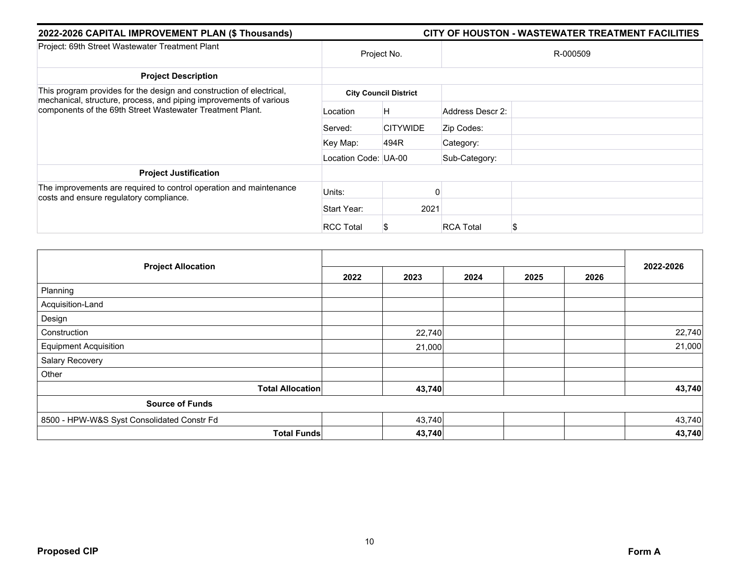**2022-2026 CAPITAL IMPROVEMENT PLAN ($ Thousands)** **CITY OF HOUSTON - WASTEWATER TREATMENT FACILITIES**

| | | | | |
|---|---|---|---|---|
| Project: 69th Street Wastewater Treatment Plant | Project No. | | R-000509 | |
| **Project Description** | | | | |
| This program provides for the design and construction of electrical, mechanical, structure, process, and piping improvements of various components of the 69th Street Wastewater Treatment Plant. | **City Council District** | | | |
| | Location | H | Address Descr 2: | |
| | Served: | CITYWIDE | Zip Codes: | |
| | Key Map: | 494R | Category: | |
| | Location Code: | UA-00 | Sub-Category: | |
| **Project Justification** | | | | |
| The improvements are required to control operation and maintenance costs and ensure regulatory compliance. | Units: | 0 | | |
| | Start Year: | 2021 | | |
| | RCC Total | $ | RCA Total | $ |

| Project Allocation | 2022 | 2023 | 2024 | 2025 | 2026 | 2022-2026 |
|---|---|---|---|---|---|---|
| Planning | | | | | | |
| Acquisition-Land | | | | | | |
| Design | | | | | | |
| Construction | | 22,740 | | | | 22,740 |
| Equipment Acquisition | | 21,000 | | | | 21,000 |
| Salary Recovery | | | | | | |
| Other | | | | | | |
| **Total Allocation** | | **43,740** | | | | **43,740** |
| **Source of Funds** | | | | | | |
| 8500 - HPW-W&S Syst Consolidated Constr Fd | | 43,740 | | | | 43,740 |
| **Total Funds** | | **43,740** | | | | **43,740** |

**Proposed CIP** **Form A**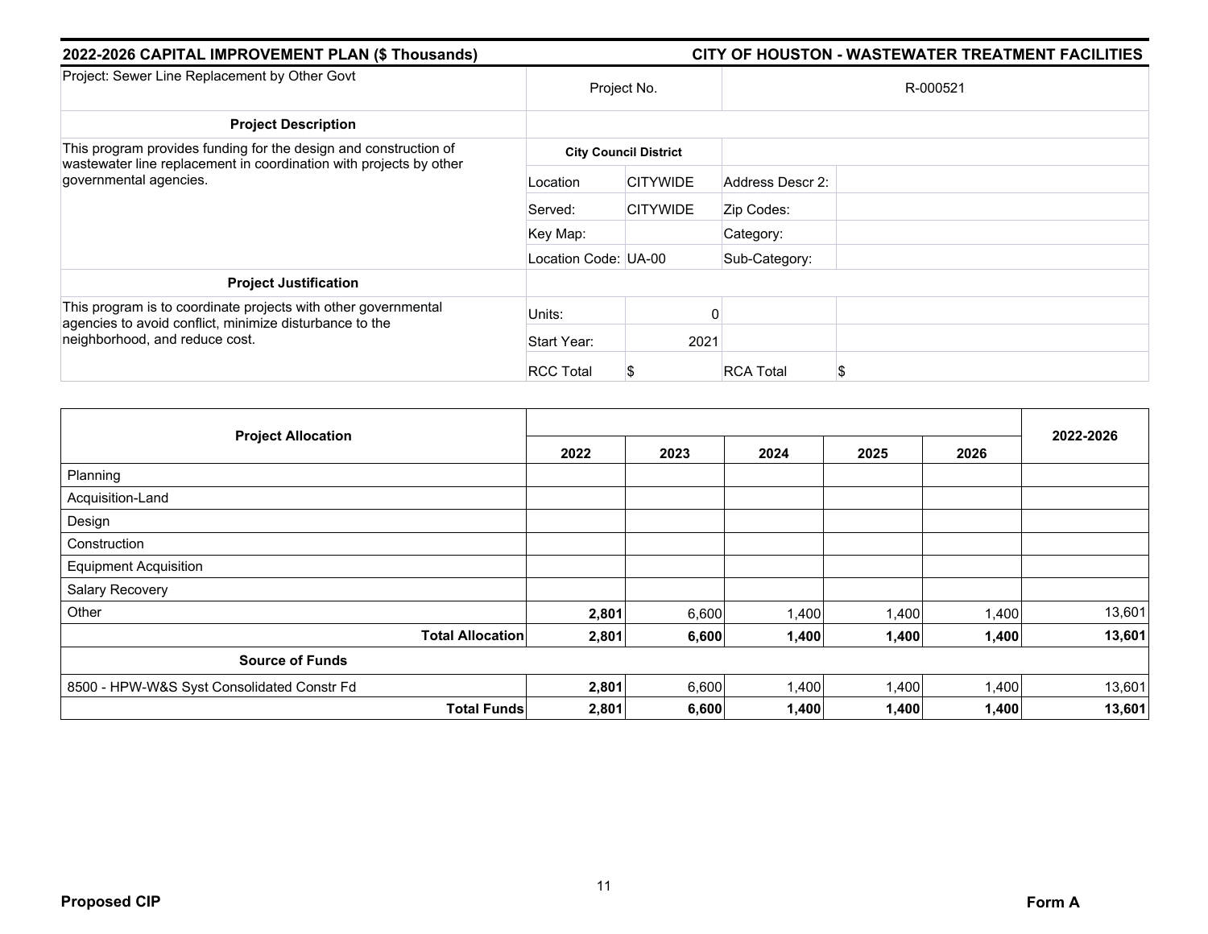## 2022-2026 CAPITAL IMPROVEMENT PLAN ($ Thousands)

## CITY OF HOUSTON - WASTEWATER TREATMENT FACILITIES

| Project: Sewer Line Replacement by Other Govt | Project No. | | R-000521 | |
|---|---|---|---|---|
| **Project Description** | | | | |
| This program provides funding for the design and construction of wastewater line replacement in coordination with projects by other governmental agencies. | **City Council District** | | | |
| | Location | CITYWIDE | Address Descr 2: | |
| | Served: | CITYWIDE | Zip Codes: | |
| | Key Map: | | Category: | |
| | Location Code: | UA-00 | Sub-Category: | |
| **Project Justification** | | | | |
| This program is to coordinate projects with other governmental agencies to avoid conflict, minimize disturbance to the neighborhood, and reduce cost. | Units: | 0 | | |
| | Start Year: | 2021 | | |
| | RCC Total | $ | RCA Total | $ |

| Project Allocation | 2022 | 2023 | 2024 | 2025 | 2026 | 2022-2026 |
|---|---|---|---|---|---|---|
| Planning | | | | | | |
| Acquisition-Land | | | | | | |
| Design | | | | | | |
| Construction | | | | | | |
| Equipment Acquisition | | | | | | |
| Salary Recovery | | | | | | |
| Other | **2,801** | 6,600 | 1,400 | 1,400 | 1,400 | 13,601 |
| **Total Allocation** | **2,801** | **6,600** | **1,400** | **1,400** | **1,400** | **13,601** |
| **Source of Funds** | | | | | | |
| 8500 - HPW-W&S Syst Consolidated Constr Fd | **2,801** | 6,600 | 1,400 | 1,400 | 1,400 | 13,601 |
| **Total Funds** | **2,801** | **6,600** | **1,400** | **1,400** | **1,400** | **13,601** |

**Proposed CIP**

**Form A**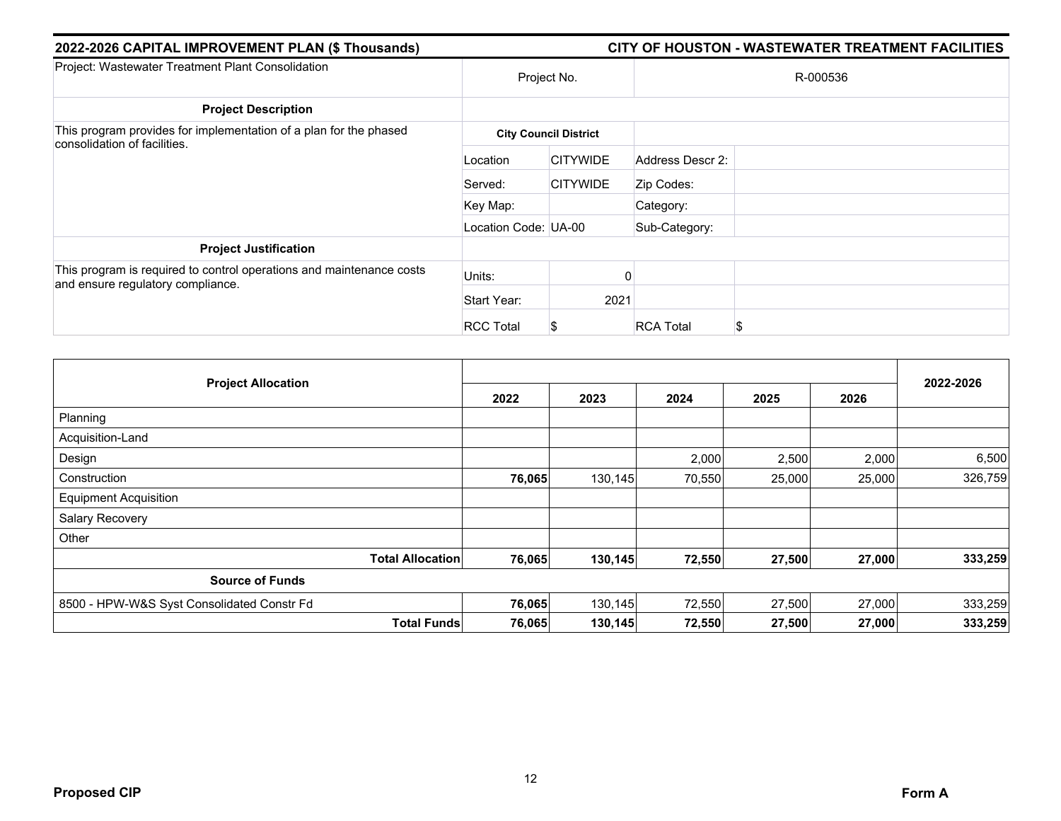## 2022-2026 CAPITAL IMPROVEMENT PLAN ($ Thousands)

## CITY OF HOUSTON - WASTEWATER TREATMENT FACILITIES

| | | | | |
|---|---|---|---|---|
| Project: Wastewater Treatment Plant Consolidation | Project No. | | R-000536 | |
| **Project Description** | | | | |
| This program provides for implementation of a plan for the phased consolidation of facilities. | **City Council District** | | | |
| | Location | CITYWIDE | Address Descr 2: | |
| | Served: | CITYWIDE | Zip Codes: | |
| | Key Map: | | Category: | |
| | Location Code: | UA-00 | Sub-Category: | |
| **Project Justification** | | | | |
| This program is required to control operations and maintenance costs and ensure regulatory compliance. | Units: | 0 | | |
| | Start Year: | 2021 | | |
| | RCC Total | $ | RCA Total | $ |

| Project Allocation | 2022 | 2023 | 2024 | 2025 | 2026 | 2022-2026 |
|---|---|---|---|---|---|---|
| Planning | | | | | | |
| Acquisition-Land | | | | | | |
| Design | | | 2,000 | 2,500 | 2,000 | 6,500 |
| Construction | **76,065** | 130,145 | 70,550 | 25,000 | 25,000 | 326,759 |
| Equipment Acquisition | | | | | | |
| Salary Recovery | | | | | | |
| Other | | | | | | |
| **Total Allocation** | **76,065** | **130,145** | **72,550** | **27,500** | **27,000** | **333,259** |
| **Source of Funds** | | | | | | |
| 8500 - HPW-W&S Syst Consolidated Constr Fd | **76,065** | 130,145 | 72,550 | 27,500 | 27,000 | 333,259 |
| **Total Funds** | **76,065** | **130,145** | **72,550** | **27,500** | **27,000** | **333,259** |

**Proposed CIP** **Form A**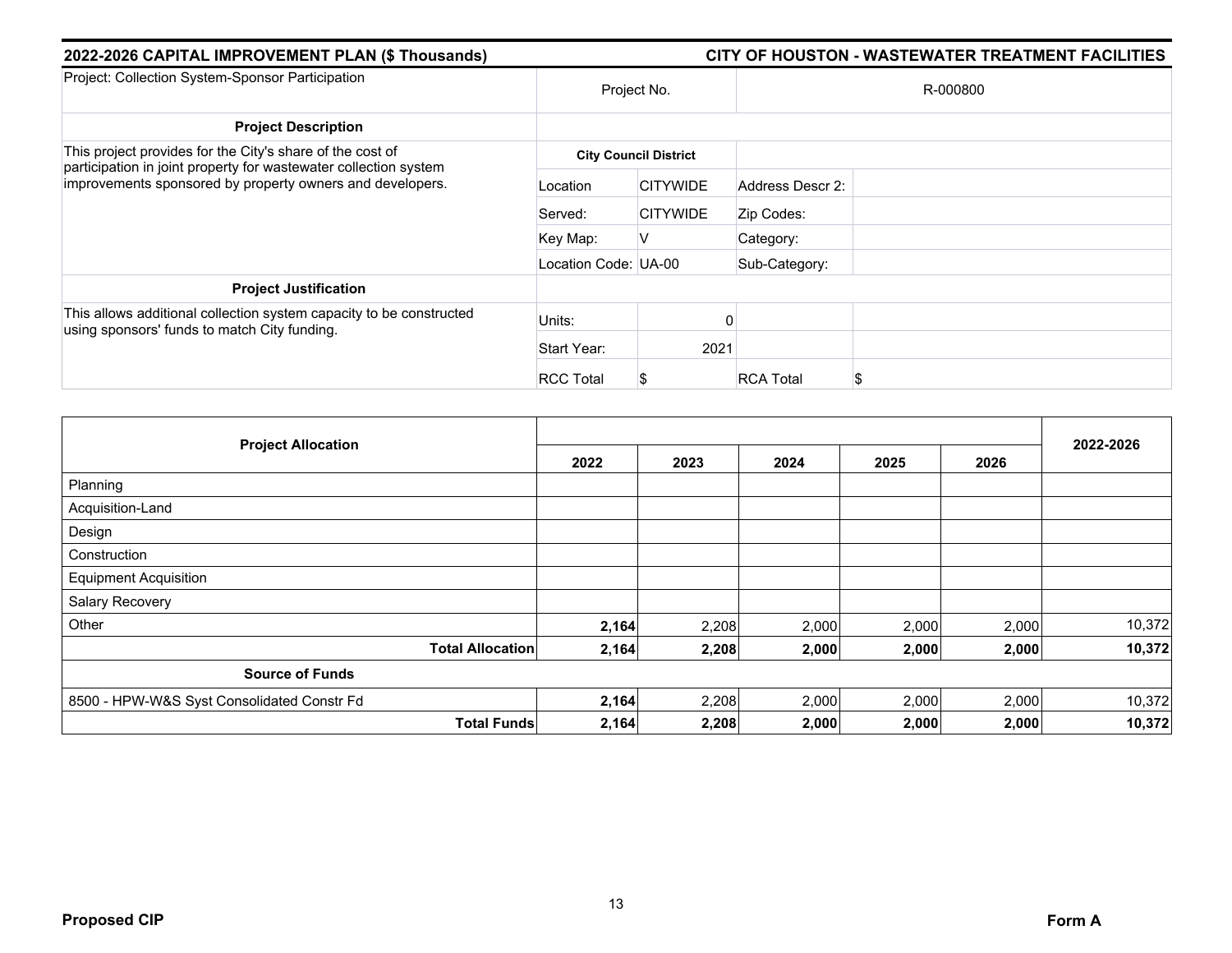**2022-2026 CAPITAL IMPROVEMENT PLAN ($ Thousands)** | **CITY OF HOUSTON - WASTEWATER TREATMENT FACILITIES**

| Project: Collection System-Sponsor Participation | Project No. | | R-000800 | |
|---|---|---|---|---|
| **Project Description** | | | | |
| This project provides for the City's share of the cost of participation in joint property for wastewater collection system improvements sponsored by property owners and developers. | **City Council District** | | | |
| | Location | CITYWIDE | Address Descr 2: | |
| | Served: | CITYWIDE | Zip Codes: | |
| | Key Map: | V | Category: | |
| | Location Code: | UA-00 | Sub-Category: | |
| **Project Justification** | | | | |
| This allows additional collection system capacity to be constructed using sponsors' funds to match City funding. | Units: | 0 | | |
| | Start Year: | 2021 | | |
| | RCC Total | $ | RCA Total | $ |

| Project Allocation | 2022 | 2023 | 2024 | 2025 | 2026 | 2022-2026 |
|---|---|---|---|---|---|---|
| Planning | | | | | | |
| Acquisition-Land | | | | | | |
| Design | | | | | | |
| Construction | | | | | | |
| Equipment Acquisition | | | | | | |
| Salary Recovery | | | | | | |
| Other | **2,164** | 2,208 | 2,000 | 2,000 | 2,000 | 10,372 |
| **Total Allocation** | **2,164** | **2,208** | **2,000** | **2,000** | **2,000** | **10,372** |
| **Source of Funds** | | | | | | |
| 8500 - HPW-W&S Syst Consolidated Constr Fd | **2,164** | 2,208 | 2,000 | 2,000 | 2,000 | 10,372 |
| **Total Funds** | **2,164** | **2,208** | **2,000** | **2,000** | **2,000** | **10,372** |

**Proposed CIP** **Form A**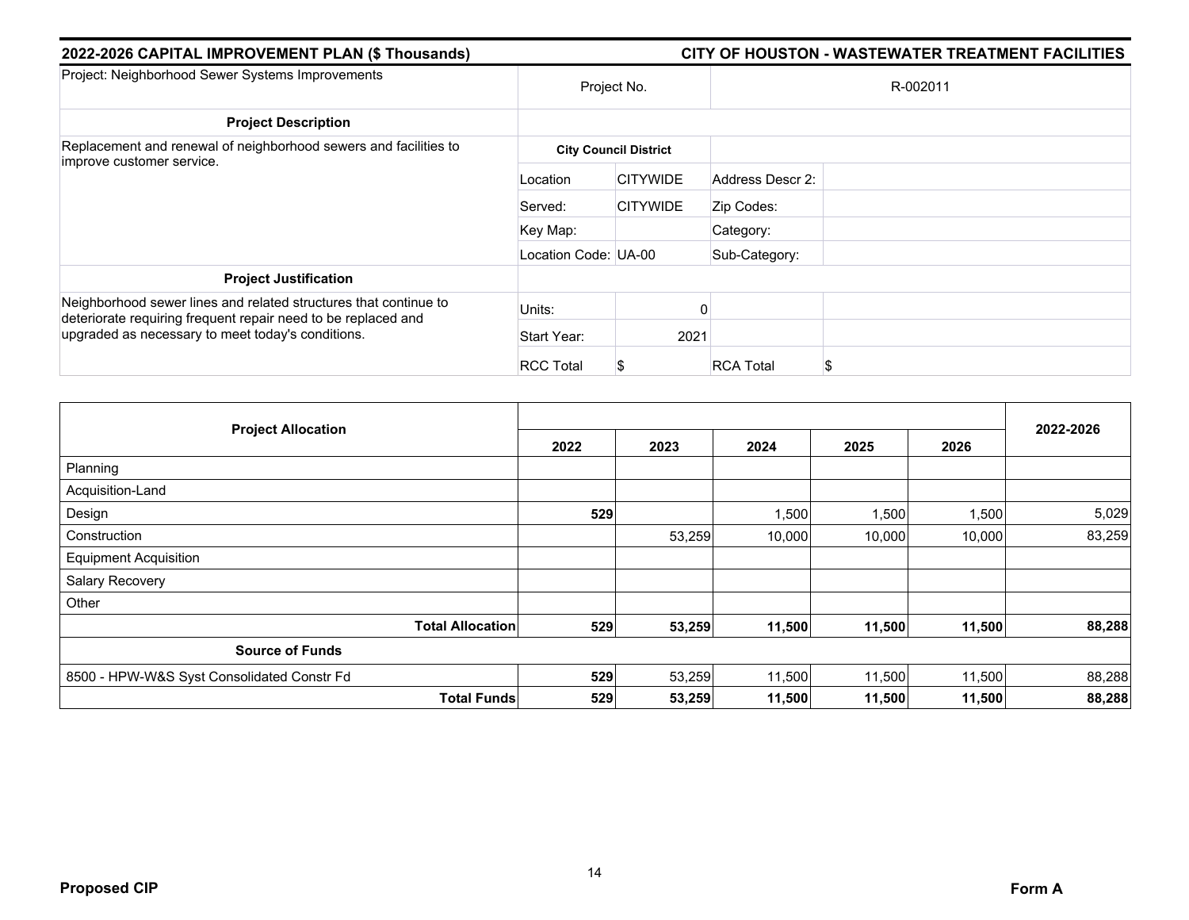## 2022-2026 CAPITAL IMPROVEMENT PLAN ($ Thousands)

## CITY OF HOUSTON - WASTEWATER TREATMENT FACILITIES

| Project: Neighborhood Sewer Systems Improvements | Project No. | | R-002011 | |
|---|---|---|---|---|
| **Project Description** | | | | |
| Replacement and renewal of neighborhood sewers and facilities to improve customer service. | **City Council District** | | | |
| | Location | CITYWIDE | Address Descr 2: | |
| | Served: | CITYWIDE | Zip Codes: | |
| | Key Map: | | Category: | |
| | Location Code: | UA-00 | Sub-Category: | |
| **Project Justification** | | | | |
| Neighborhood sewer lines and related structures that continue to deteriorate requiring frequent repair need to be replaced and upgraded as necessary to meet today's conditions. | Units: | 0 | | |
| | Start Year: | 2021 | | |
| | RCC Total | $ | RCA Total | $ |

| Project Allocation | 2022 | 2023 | 2024 | 2025 | 2026 | 2022-2026 |
|---|---|---|---|---|---|---|
| Planning | | | | | | |
| Acquisition-Land | | | | | | |
| Design | **529** | | 1,500 | 1,500 | 1,500 | 5,029 |
| Construction | | 53,259 | 10,000 | 10,000 | 10,000 | 83,259 |
| Equipment Acquisition | | | | | | |
| Salary Recovery | | | | | | |
| Other | | | | | | |
| **Total Allocation** | **529** | **53,259** | **11,500** | **11,500** | **11,500** | **88,288** |
| **Source of Funds** | | | | | | |
| 8500 - HPW-W&S Syst Consolidated Constr Fd | **529** | 53,259 | 11,500 | 11,500 | 11,500 | 88,288 |
| **Total Funds** | **529** | **53,259** | **11,500** | **11,500** | **11,500** | **88,288** |

**Proposed CIP**

**Form A**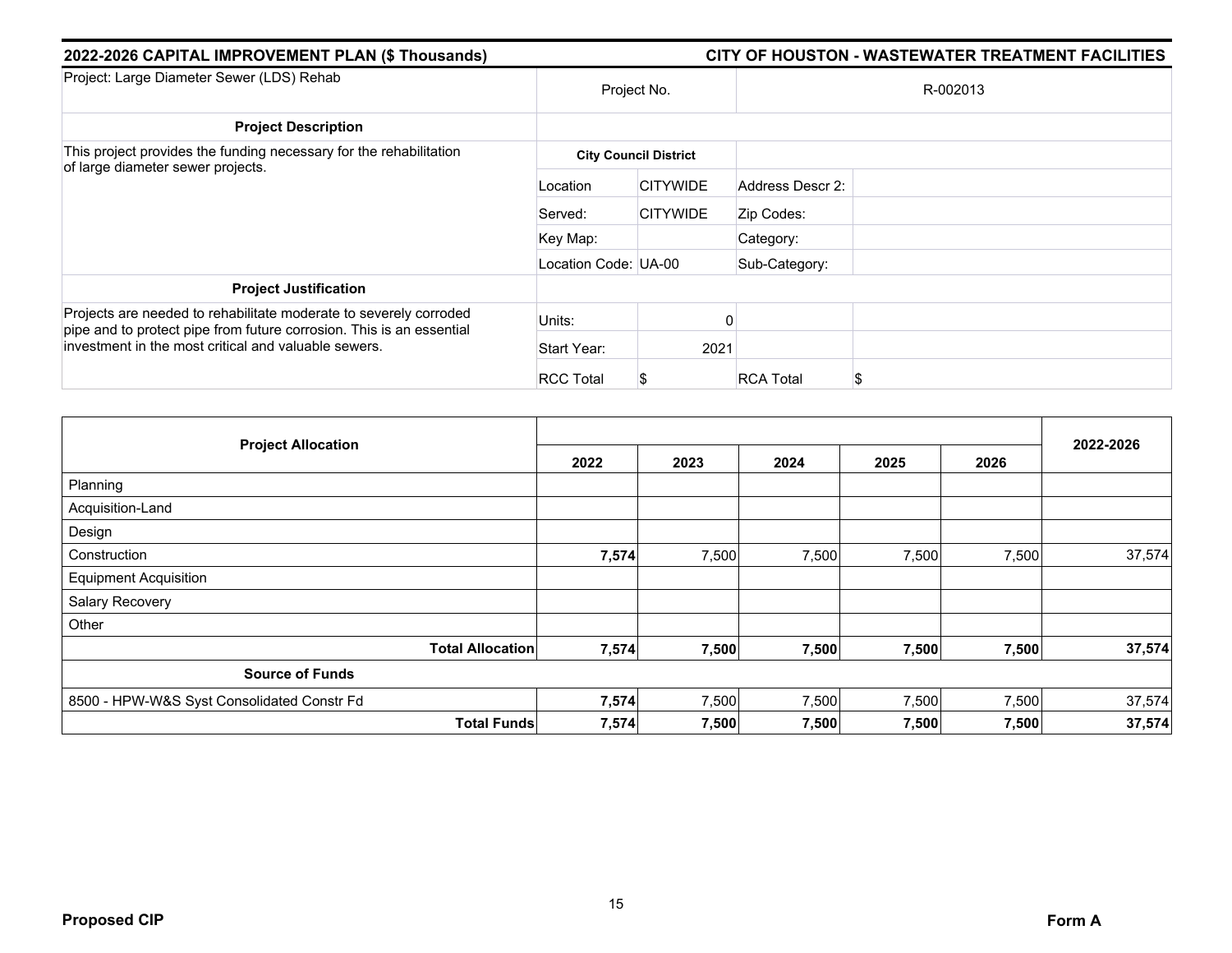**2022-2026 CAPITAL IMPROVEMENT PLAN ($ Thousands)** | **CITY OF HOUSTON - WASTEWATER TREATMENT FACILITIES**

| Project: Large Diameter Sewer (LDS) Rehab | Project No. | | R-002013 | |
|---|---|---|---|---|
| **Project Description** | | | | |
| This project provides the funding necessary for the rehabilitation of large diameter sewer projects. | **City Council District** | | | |
| | Location | CITYWIDE | Address Descr 2: | |
| | Served: | CITYWIDE | Zip Codes: | |
| | Key Map: | | Category: | |
| | Location Code: | UA-00 | Sub-Category: | |
| **Project Justification** | | | | |
| Projects are needed to rehabilitate moderate to severely corroded pipe and to protect pipe from future corrosion. This is an essential investment in the most critical and valuable sewers. | Units: | 0 | | |
| | Start Year: | 2021 | | |
| | RCC Total | $ | RCA Total | $ |

| Project Allocation | 2022 | 2023 | 2024 | 2025 | 2026 | 2022-2026 |
|---|---|---|---|---|---|---|
| Planning | | | | | | |
| Acquisition-Land | | | | | | |
| Design | | | | | | |
| Construction | **7,574** | 7,500 | 7,500 | 7,500 | 7,500 | 37,574 |
| Equipment Acquisition | | | | | | |
| Salary Recovery | | | | | | |
| Other | | | | | | |
| **Total Allocation** | **7,574** | **7,500** | **7,500** | **7,500** | **7,500** | **37,574** |
| **Source of Funds** | | | | | | |
| 8500 - HPW-W&S Syst Consolidated Constr Fd | **7,574** | 7,500 | 7,500 | 7,500 | 7,500 | 37,574 |
| **Total Funds** | **7,574** | **7,500** | **7,500** | **7,500** | **7,500** | **37,574** |

**Proposed CIP** | **Form A**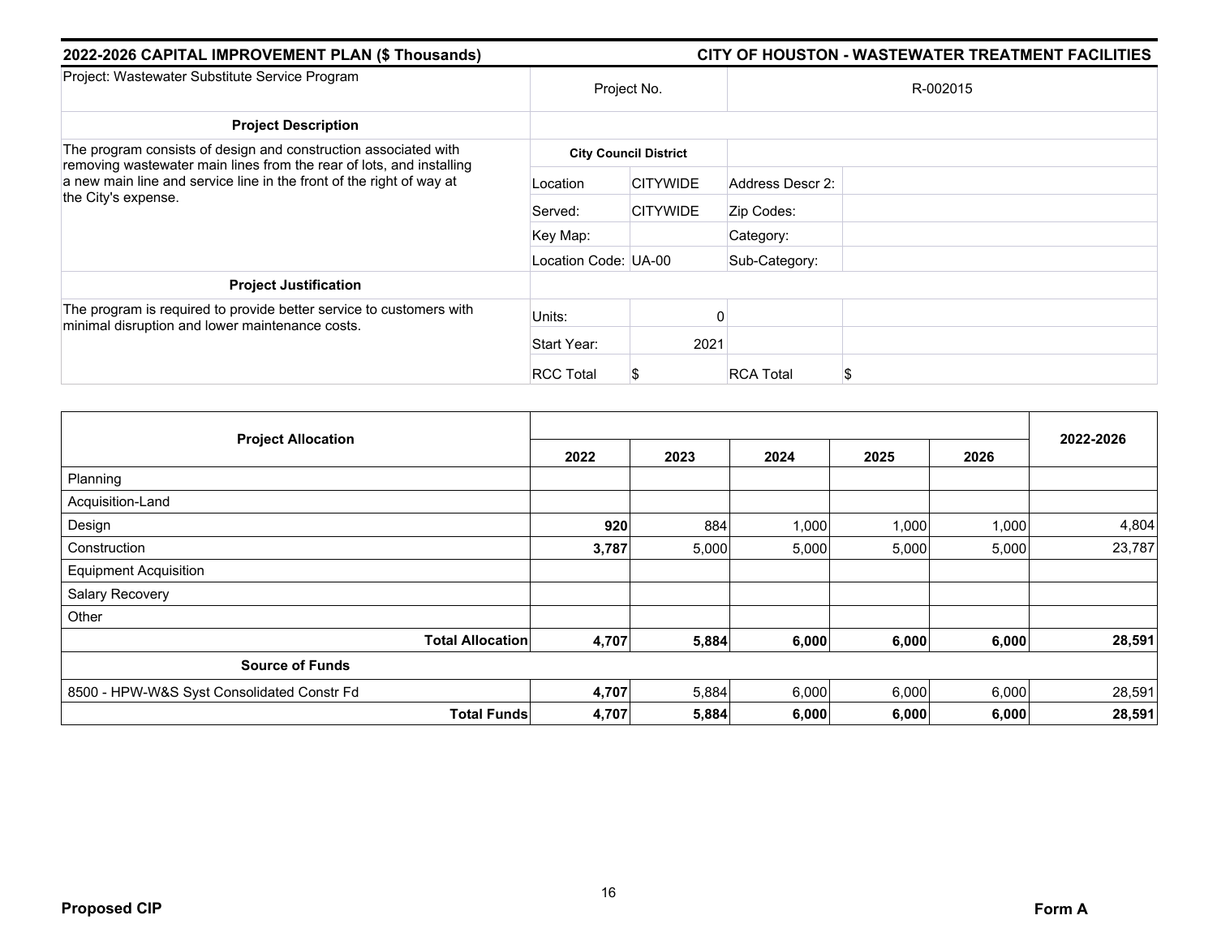## 2022-2026 CAPITAL IMPROVEMENT PLAN ($ Thousands)

## CITY OF HOUSTON - WASTEWATER TREATMENT FACILITIES

| Project: Wastewater Substitute Service Program | Project No. | | R-002015 | |
|---|---|---|---|---|
| **Project Description** | | | | |
| The program consists of design and construction associated with removing wastewater main lines from the rear of lots, and installing a new main line and service line in the front of the right of way at the City's expense. | **City Council District** | | | |
| | Location | CITYWIDE | Address Descr 2: | |
| | Served: | CITYWIDE | Zip Codes: | |
| | Key Map: | | Category: | |
| | Location Code: | UA-00 | Sub-Category: | |
| **Project Justification** | | | | |
| The program is required to provide better service to customers with minimal disruption and lower maintenance costs. | Units: | 0 | | |
| | Start Year: | 2021 | | |
| | RCC Total | $ | RCA Total | $ |

| Project Allocation | 2022 | 2023 | 2024 | 2025 | 2026 | 2022-2026 |
|---|---|---|---|---|---|---|
| Planning | | | | | | |
| Acquisition-Land | | | | | | |
| Design | **920** | 884 | 1,000 | 1,000 | 1,000 | 4,804 |
| Construction | **3,787** | 5,000 | 5,000 | 5,000 | 5,000 | 23,787 |
| Equipment Acquisition | | | | | | |
| Salary Recovery | | | | | | |
| Other | | | | | | |
| **Total Allocation** | **4,707** | **5,884** | **6,000** | **6,000** | **6,000** | **28,591** |
| **Source of Funds** | | | | | | |
| 8500 - HPW-W&S Syst Consolidated Constr Fd | **4,707** | 5,884 | 6,000 | 6,000 | 6,000 | 28,591 |
| **Total Funds** | **4,707** | **5,884** | **6,000** | **6,000** | **6,000** | **28,591** |

**Proposed CIP** **Form A**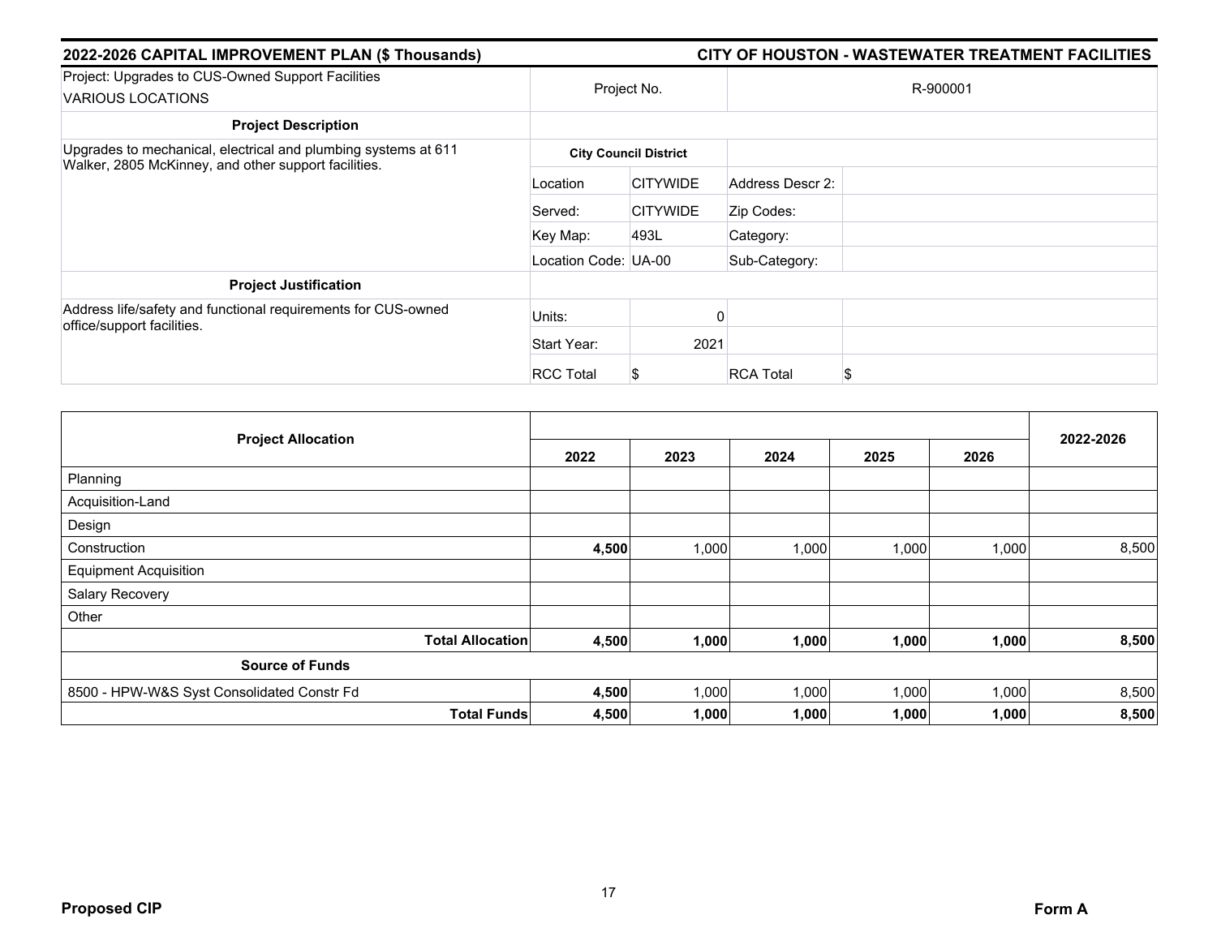## 2022-2026 CAPITAL IMPROVEMENT PLAN ($ Thousands)

## CITY OF HOUSTON - WASTEWATER TREATMENT FACILITIES

| | | | | |
|---|---|---|---|---|
| Project: Upgrades to CUS-Owned Support Facilities<br>VARIOUS LOCATIONS | Project No. | | R-900001 | |
| **Project Description** | | | | |
| Upgrades to mechanical, electrical and plumbing systems at 611 Walker, 2805 McKinney, and other support facilities. | **City Council District** | | | |
| | Location | CITYWIDE | Address Descr 2: | |
| | Served: | CITYWIDE | Zip Codes: | |
| | Key Map: | 493L | Category: | |
| | Location Code: | UA-00 | Sub-Category: | |
| **Project Justification** | | | | |
| Address life/safety and functional requirements for CUS-owned office/support facilities. | Units: | 0 | | |
| | Start Year: | 2021 | | |
| | RCC Total | $ | RCA Total | $ |

| Project Allocation | 2022 | 2023 | 2024 | 2025 | 2026 | 2022-2026 |
|---|---|---|---|---|---|---|
| Planning | | | | | | |
| Acquisition-Land | | | | | | |
| Design | | | | | | |
| Construction | **4,500** | 1,000 | 1,000 | 1,000 | 1,000 | 8,500 |
| Equipment Acquisition | | | | | | |
| Salary Recovery | | | | | | |
| Other | | | | | | |
| **Total Allocation** | **4,500** | **1,000** | **1,000** | **1,000** | **1,000** | **8,500** |
| **Source of Funds** | | | | | | |
| 8500 - HPW-W&S Syst Consolidated Constr Fd | **4,500** | 1,000 | 1,000 | 1,000 | 1,000 | 8,500 |
| **Total Funds** | **4,500** | **1,000** | **1,000** | **1,000** | **1,000** | **8,500** |

**Proposed CIP**

**Form A**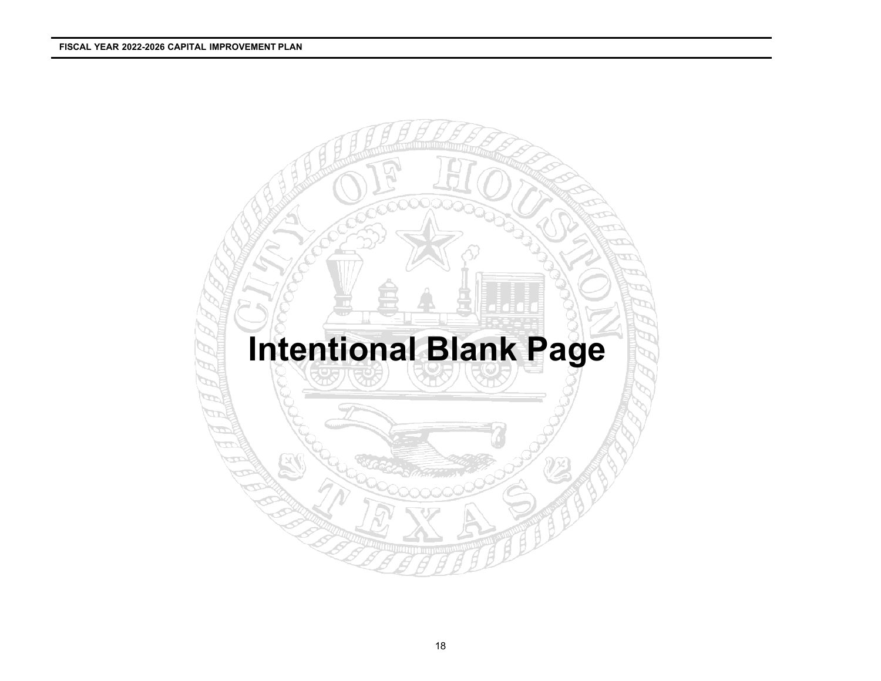Intentional Blank Page